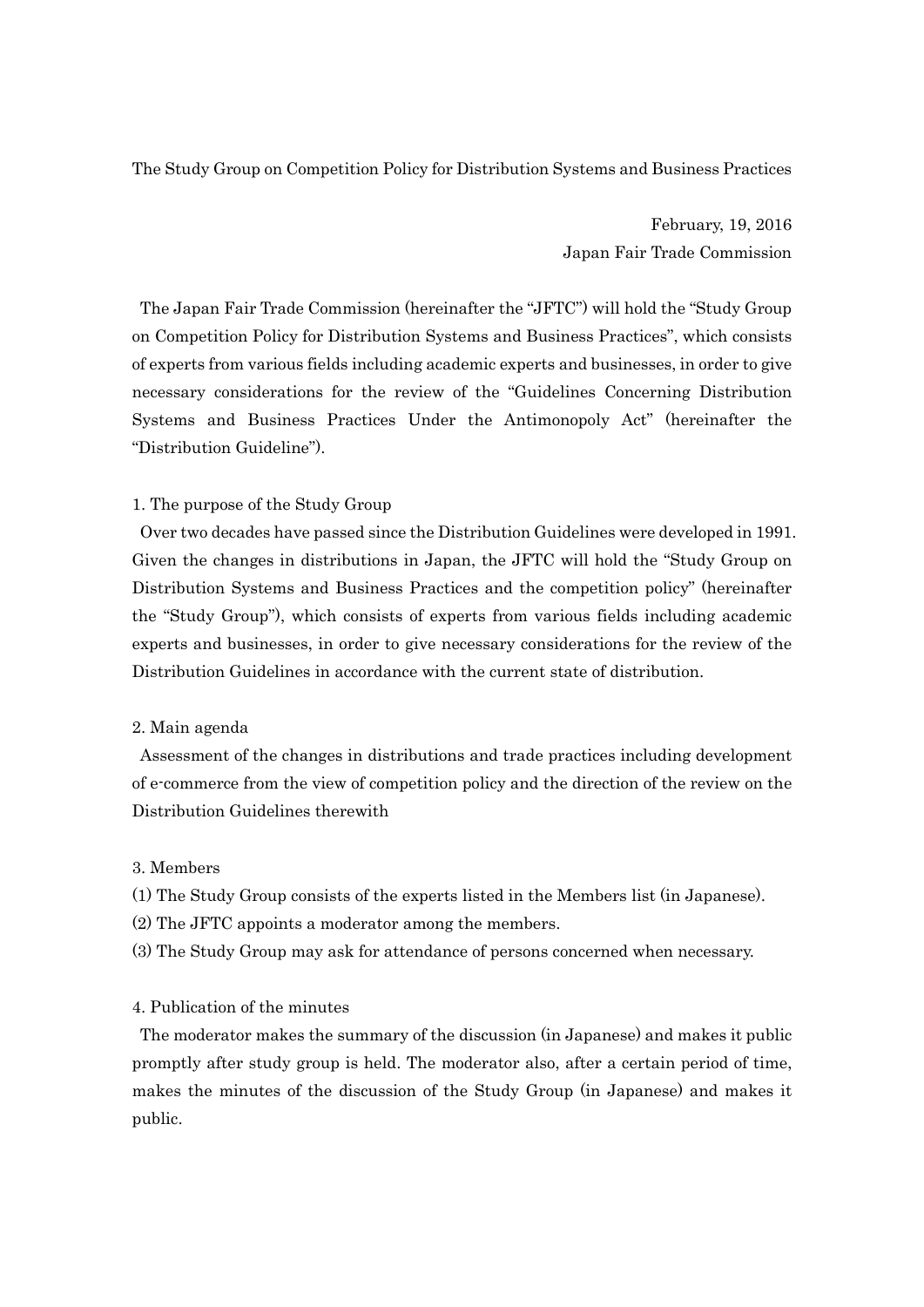# The Study Group on Competition Policy for Distribution Systems and Business Practices

February, 19, 2016
Japan Fair Trade Commission

The Japan Fair Trade Commission (hereinafter the "JFTC") will hold the "Study Group on Competition Policy for Distribution Systems and Business Practices", which consists of experts from various fields including academic experts and businesses, in order to give necessary considerations for the review of the "Guidelines Concerning Distribution Systems and Business Practices Under the Antimonopoly Act" (hereinafter the "Distribution Guideline").

## 1. The purpose of the Study Group

Over two decades have passed since the Distribution Guidelines were developed in 1991. Given the changes in distributions in Japan, the JFTC will hold the "Study Group on Distribution Systems and Business Practices and the competition policy" (hereinafter the "Study Group"), which consists of experts from various fields including academic experts and businesses, in order to give necessary considerations for the review of the Distribution Guidelines in accordance with the current state of distribution.

## 2. Main agenda

Assessment of the changes in distributions and trade practices including development of e-commerce from the view of competition policy and the direction of the review on the Distribution Guidelines therewith

## 3. Members

(1) The Study Group consists of the experts listed in the Members list (in Japanese).
(2) The JFTC appoints a moderator among the members.
(3) The Study Group may ask for attendance of persons concerned when necessary.

## 4. Publication of the minutes

The moderator makes the summary of the discussion (in Japanese) and makes it public promptly after study group is held. The moderator also, after a certain period of time, makes the minutes of the discussion of the Study Group (in Japanese) and makes it public.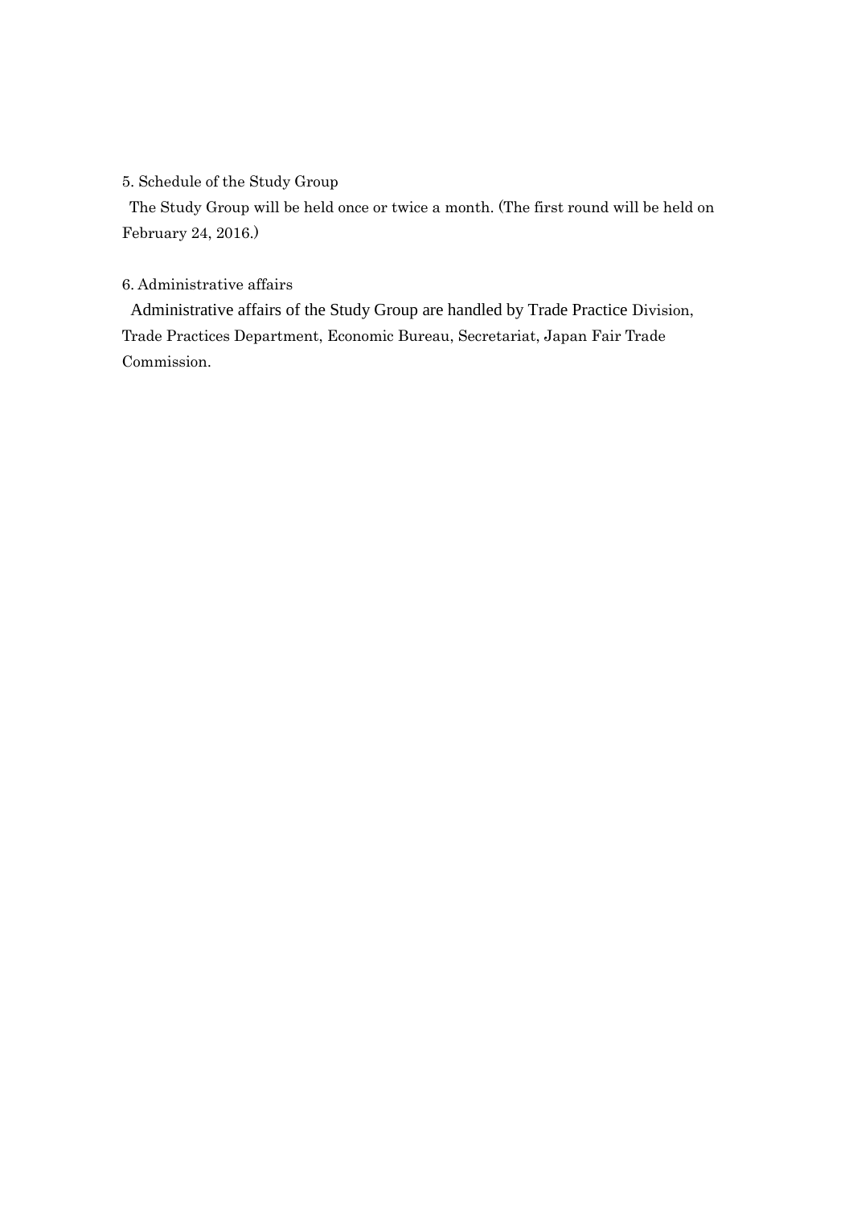5. Schedule of the Study Group

The Study Group will be held once or twice a month. (The first round will be held on February 24, 2016.)

6. Administrative affairs

Administrative affairs of the Study Group are handled by Trade Practice Division, Trade Practices Department, Economic Bureau, Secretariat, Japan Fair Trade Commission.